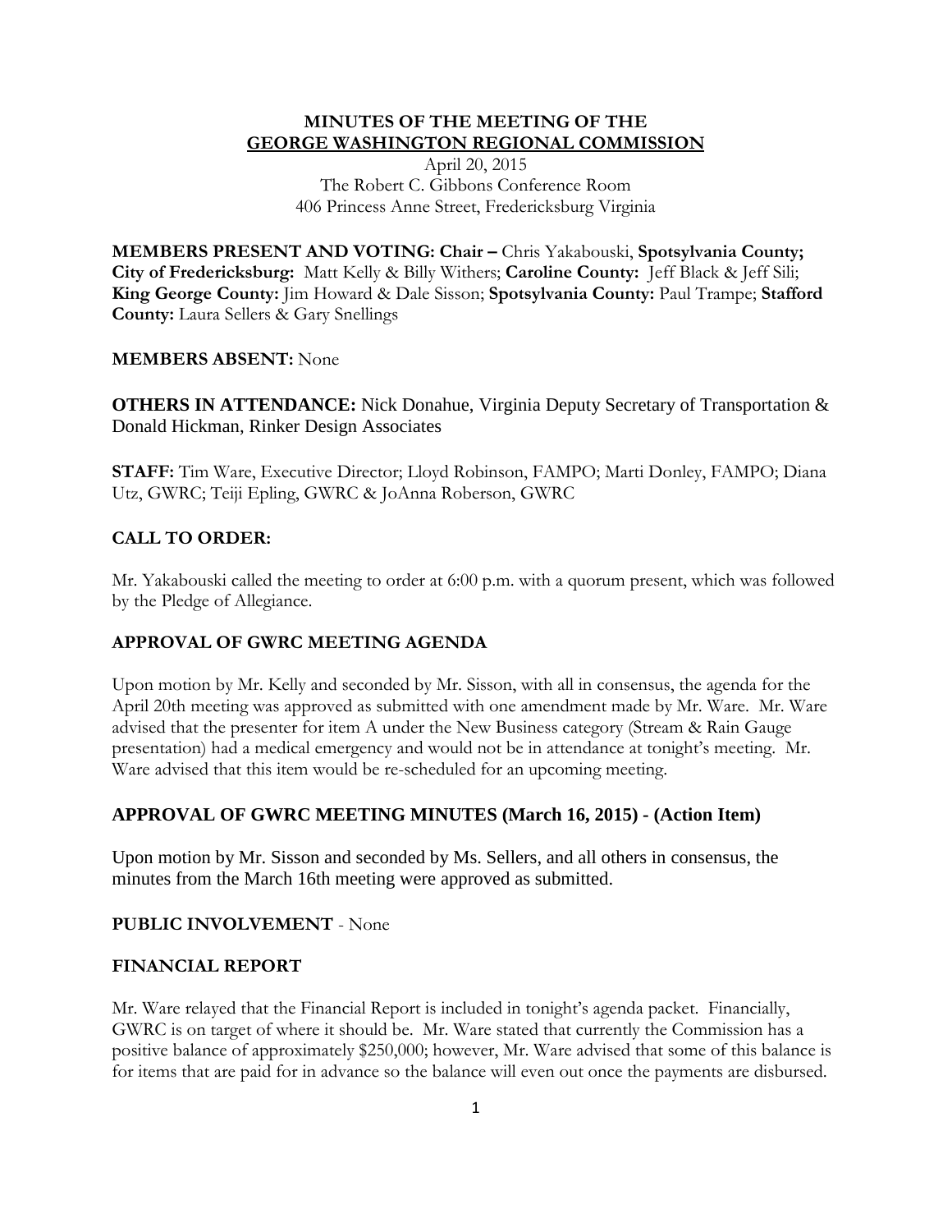# MINUTES OF THE MEETING OF THE GEORGE WASHINGTON REGIONAL COMMISSION

April 20, 2015
The Robert C. Gibbons Conference Room
406 Princess Anne Street, Fredericksburg Virginia

**MEMBERS PRESENT AND VOTING: Chair –** Chris Yakabouski, **Spotsylvania County; City of Fredericksburg:** Matt Kelly & Billy Withers; **Caroline County:** Jeff Black & Jeff Sili; **King George County:** Jim Howard & Dale Sisson; **Spotsylvania County:** Paul Trampe; **Stafford County:** Laura Sellers & Gary Snellings

**MEMBERS ABSENT:** None

**OTHERS IN ATTENDANCE:** Nick Donahue, Virginia Deputy Secretary of Transportation & Donald Hickman, Rinker Design Associates

**STAFF:** Tim Ware, Executive Director; Lloyd Robinson, FAMPO; Marti Donley, FAMPO; Diana Utz, GWRC; Teiji Epling, GWRC & JoAnna Roberson, GWRC

## CALL TO ORDER:

Mr. Yakabouski called the meeting to order at 6:00 p.m. with a quorum present, which was followed by the Pledge of Allegiance.

## APPROVAL OF GWRC MEETING AGENDA

Upon motion by Mr. Kelly and seconded by Mr. Sisson, with all in consensus, the agenda for the April 20th meeting was approved as submitted with one amendment made by Mr. Ware. Mr. Ware advised that the presenter for item A under the New Business category (Stream & Rain Gauge presentation) had a medical emergency and would not be in attendance at tonight's meeting. Mr. Ware advised that this item would be re-scheduled for an upcoming meeting.

## APPROVAL OF GWRC MEETING MINUTES (March 16, 2015) - (Action Item)

Upon motion by Mr. Sisson and seconded by Ms. Sellers, and all others in consensus, the minutes from the March 16th meeting were approved as submitted.

## PUBLIC INVOLVEMENT - None

## FINANCIAL REPORT

Mr. Ware relayed that the Financial Report is included in tonight's agenda packet. Financially, GWRC is on target of where it should be. Mr. Ware stated that currently the Commission has a positive balance of approximately $250,000; however, Mr. Ware advised that some of this balance is for items that are paid for in advance so the balance will even out once the payments are disbursed.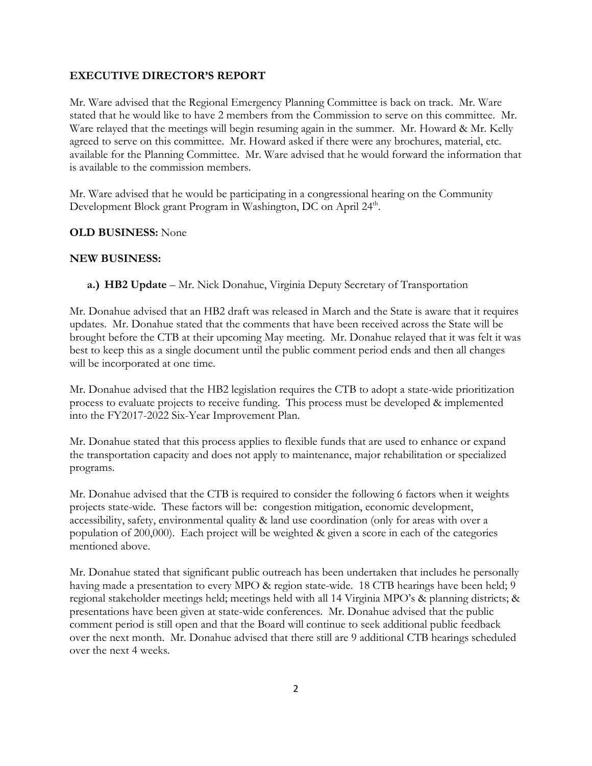**EXECUTIVE DIRECTOR'S REPORT**

Mr. Ware advised that the Regional Emergency Planning Committee is back on track. Mr. Ware stated that he would like to have 2 members from the Commission to serve on this committee. Mr. Ware relayed that the meetings will begin resuming again in the summer. Mr. Howard & Mr. Kelly agreed to serve on this committee. Mr. Howard asked if there were any brochures, material, etc. available for the Planning Committee. Mr. Ware advised that he would forward the information that is available to the commission members.

Mr. Ware advised that he would be participating in a congressional hearing on the Community Development Block grant Program in Washington, DC on April 24th.

**OLD BUSINESS:** None

**NEW BUSINESS:**

**a.) HB2 Update** – Mr. Nick Donahue, Virginia Deputy Secretary of Transportation

Mr. Donahue advised that an HB2 draft was released in March and the State is aware that it requires updates. Mr. Donahue stated that the comments that have been received across the State will be brought before the CTB at their upcoming May meeting. Mr. Donahue relayed that it was felt it was best to keep this as a single document until the public comment period ends and then all changes will be incorporated at one time.

Mr. Donahue advised that the HB2 legislation requires the CTB to adopt a state-wide prioritization process to evaluate projects to receive funding. This process must be developed & implemented into the FY2017-2022 Six-Year Improvement Plan.

Mr. Donahue stated that this process applies to flexible funds that are used to enhance or expand the transportation capacity and does not apply to maintenance, major rehabilitation or specialized programs.

Mr. Donahue advised that the CTB is required to consider the following 6 factors when it weights projects state-wide. These factors will be: congestion mitigation, economic development, accessibility, safety, environmental quality & land use coordination (only for areas with over a population of 200,000). Each project will be weighted & given a score in each of the categories mentioned above.

Mr. Donahue stated that significant public outreach has been undertaken that includes he personally having made a presentation to every MPO & region state-wide. 18 CTB hearings have been held; 9 regional stakeholder meetings held; meetings held with all 14 Virginia MPO's & planning districts; & presentations have been given at state-wide conferences. Mr. Donahue advised that the public comment period is still open and that the Board will continue to seek additional public feedback over the next month. Mr. Donahue advised that there still are 9 additional CTB hearings scheduled over the next 4 weeks.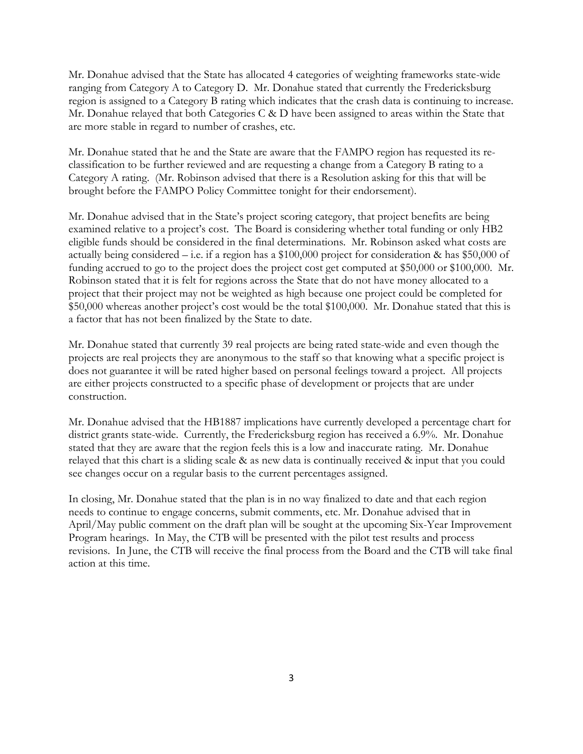Mr. Donahue advised that the State has allocated 4 categories of weighting frameworks state-wide ranging from Category A to Category D. Mr. Donahue stated that currently the Fredericksburg region is assigned to a Category B rating which indicates that the crash data is continuing to increase. Mr. Donahue relayed that both Categories C & D have been assigned to areas within the State that are more stable in regard to number of crashes, etc.

Mr. Donahue stated that he and the State are aware that the FAMPO region has requested its re-classification to be further reviewed and are requesting a change from a Category B rating to a Category A rating. (Mr. Robinson advised that there is a Resolution asking for this that will be brought before the FAMPO Policy Committee tonight for their endorsement).

Mr. Donahue advised that in the State's project scoring category, that project benefits are being examined relative to a project's cost. The Board is considering whether total funding or only HB2 eligible funds should be considered in the final determinations. Mr. Robinson asked what costs are actually being considered – i.e. if a region has a $100,000 project for consideration & has $50,000 of funding accrued to go to the project does the project cost get computed at $50,000 or $100,000. Mr. Robinson stated that it is felt for regions across the State that do not have money allocated to a project that their project may not be weighted as high because one project could be completed for $50,000 whereas another project's cost would be the total $100,000. Mr. Donahue stated that this is a factor that has not been finalized by the State to date.

Mr. Donahue stated that currently 39 real projects are being rated state-wide and even though the projects are real projects they are anonymous to the staff so that knowing what a specific project is does not guarantee it will be rated higher based on personal feelings toward a project. All projects are either projects constructed to a specific phase of development or projects that are under construction.

Mr. Donahue advised that the HB1887 implications have currently developed a percentage chart for district grants state-wide. Currently, the Fredericksburg region has received a 6.9%. Mr. Donahue stated that they are aware that the region feels this is a low and inaccurate rating. Mr. Donahue relayed that this chart is a sliding scale & as new data is continually received & input that you could see changes occur on a regular basis to the current percentages assigned.

In closing, Mr. Donahue stated that the plan is in no way finalized to date and that each region needs to continue to engage concerns, submit comments, etc. Mr. Donahue advised that in April/May public comment on the draft plan will be sought at the upcoming Six-Year Improvement Program hearings. In May, the CTB will be presented with the pilot test results and process revisions. In June, the CTB will receive the final process from the Board and the CTB will take final action at this time.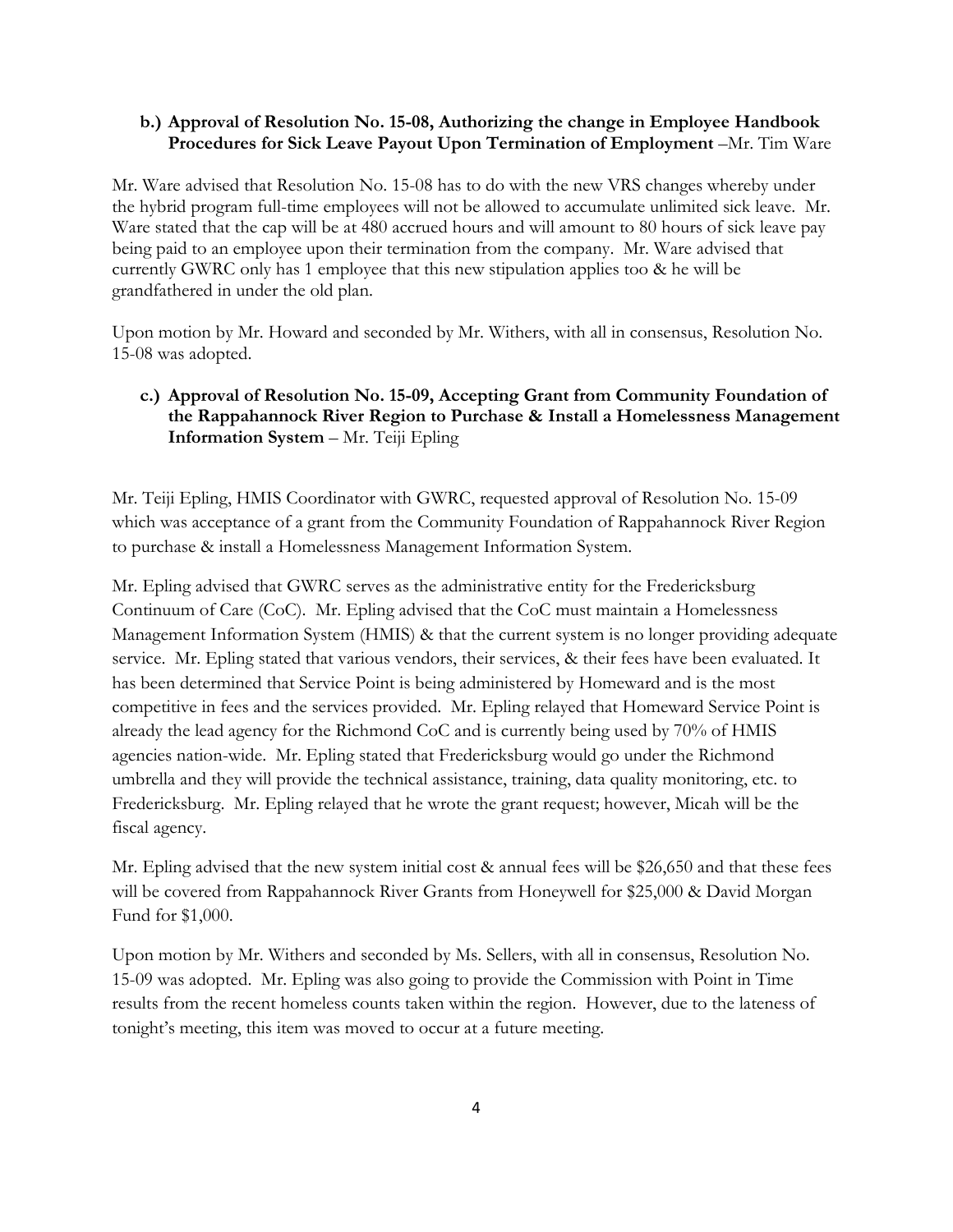**b.) Approval of Resolution No. 15-08, Authorizing the change in Employee Handbook Procedures for Sick Leave Payout Upon Termination of Employment** –Mr. Tim Ware

Mr. Ware advised that Resolution No. 15-08 has to do with the new VRS changes whereby under the hybrid program full-time employees will not be allowed to accumulate unlimited sick leave. Mr. Ware stated that the cap will be at 480 accrued hours and will amount to 80 hours of sick leave pay being paid to an employee upon their termination from the company. Mr. Ware advised that currently GWRC only has 1 employee that this new stipulation applies too & he will be grandfathered in under the old plan.

Upon motion by Mr. Howard and seconded by Mr. Withers, with all in consensus, Resolution No. 15-08 was adopted.

**c.) Approval of Resolution No. 15-09, Accepting Grant from Community Foundation of the Rappahannock River Region to Purchase & Install a Homelessness Management Information System** – Mr. Teiji Epling

Mr. Teiji Epling, HMIS Coordinator with GWRC, requested approval of Resolution No. 15-09 which was acceptance of a grant from the Community Foundation of Rappahannock River Region to purchase & install a Homelessness Management Information System.

Mr. Epling advised that GWRC serves as the administrative entity for the Fredericksburg Continuum of Care (CoC). Mr. Epling advised that the CoC must maintain a Homelessness Management Information System (HMIS) & that the current system is no longer providing adequate service. Mr. Epling stated that various vendors, their services, & their fees have been evaluated. It has been determined that Service Point is being administered by Homeward and is the most competitive in fees and the services provided. Mr. Epling relayed that Homeward Service Point is already the lead agency for the Richmond CoC and is currently being used by 70% of HMIS agencies nation-wide. Mr. Epling stated that Fredericksburg would go under the Richmond umbrella and they will provide the technical assistance, training, data quality monitoring, etc. to Fredericksburg. Mr. Epling relayed that he wrote the grant request; however, Micah will be the fiscal agency.

Mr. Epling advised that the new system initial cost & annual fees will be $26,650 and that these fees will be covered from Rappahannock River Grants from Honeywell for $25,000 & David Morgan Fund for $1,000.

Upon motion by Mr. Withers and seconded by Ms. Sellers, with all in consensus, Resolution No. 15-09 was adopted. Mr. Epling was also going to provide the Commission with Point in Time results from the recent homeless counts taken within the region. However, due to the lateness of tonight's meeting, this item was moved to occur at a future meeting.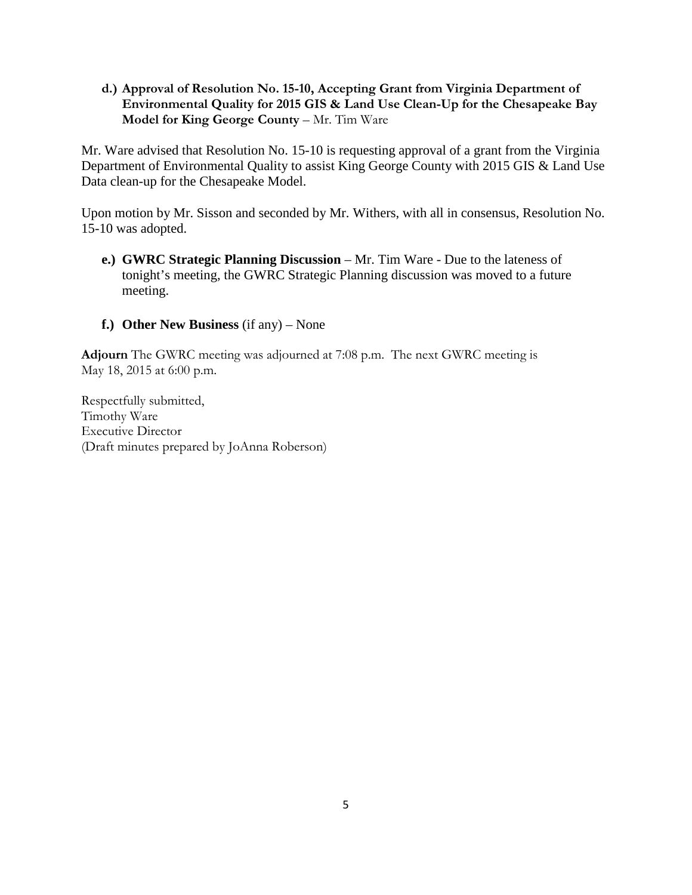**d.) Approval of Resolution No. 15-10, Accepting Grant from Virginia Department of Environmental Quality for 2015 GIS & Land Use Clean-Up for the Chesapeake Bay Model for King George County** – Mr. Tim Ware

Mr. Ware advised that Resolution No. 15-10 is requesting approval of a grant from the Virginia Department of Environmental Quality to assist King George County with 2015 GIS & Land Use Data clean-up for the Chesapeake Model.

Upon motion by Mr. Sisson and seconded by Mr. Withers, with all in consensus, Resolution No. 15-10 was adopted.

**e.) GWRC Strategic Planning Discussion** – Mr. Tim Ware - Due to the lateness of tonight's meeting, the GWRC Strategic Planning discussion was moved to a future meeting.

**f.) Other New Business** (if any) – None

**Adjourn** The GWRC meeting was adjourned at 7:08 p.m. The next GWRC meeting is May 18, 2015 at 6:00 p.m.

Respectfully submitted,
Timothy Ware
Executive Director
(Draft minutes prepared by JoAnna Roberson)